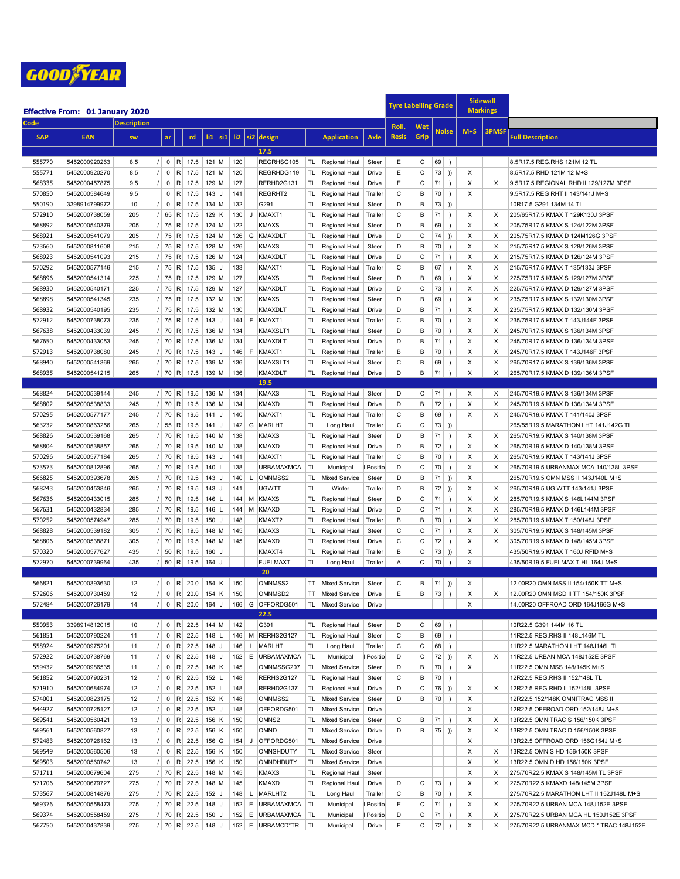GOODYEAR

**Effective From: 01 January 2020**

| Code | | Description | | | | | | | | | | | | | Tyre Labelling Grade | | | Sidewall Markings | | |
|---|---|---|---|---|---|---|---|---|---|---|---|---|---|---|---|---|---|---|---|---|
| SAP | EAN | sw | | ar | | rd | li1 | si1 | li2 | si2 | design | | Application | Axle | Roll. Resis | Wet Grip | Noise | M+S | 3PMSF | Full Description |
| **17.5** | | | | | | | | | | | | | | | | | | | | |
| 555770 | 5452000920263 | 8.5 | / | 0 | R | 17.5 | 121 | M | 120 | | REGRHSG105 | TL | Regional Haul | Steer | E | C | 69 ) | | | 8.5R17.5 REG.RHS 121M 12 TL |
| 555771 | 5452000920270 | 8.5 | / | 0 | R | 17.5 | 121 | M | 120 | | REGRHDG119 | TL | Regional Haul | Drive | E | C | 73 )) | X | | 8.5R17.5 RHD 121M 12 M+S |
| 568335 | 5452000457875 | 9.5 | / | 0 | R | 17.5 | 129 | M | 127 | | RERHD2G131 | TL | Regional Haul | Drive | E | C | 71 ) | X | X | 9.5R17.5 REGIONAL RHD II 129/127M 3PSF |
| 570850 | 5452000584649 | 9.5 | | 0 | R | 17.5 | 143 | J | 141 | | REGRHT2 | TL | Regional Haul | Trailer | C | B | 70 ) | X | | 9.5R17.5 REG RHT II 143/141J M+S |
| 550190 | 3398914799972 | 10 | / | 0 | R | 17.5 | 134 | M | 132 | | G291 | TL | Regional Haul | Steer | D | B | 73 )) | | | 10R17.5 G291 134M 14 TL |
| 572910 | 5452000738059 | 205 | / | 65 | R | 17.5 | 129 | K | 130 | J | KMAXT1 | TL | Regional Haul | Trailer | C | B | 71 ) | X | X | 205/65R17.5 KMAX T 129K130J 3PSF |
| 568892 | 5452000540379 | 205 | / | 75 | R | 17.5 | 124 | M | 122 | | KMAXS | TL | Regional Haul | Steer | D | B | 69 ) | X | X | 205/75R17.5 KMAX S 124/122M 3PSF |
| 568921 | 5452000541079 | 205 | / | 75 | R | 17.5 | 124 | M | 126 | G | KMAXDLT | TL | Regional Haul | Drive | D | C | 74 )) | X | X | 205/75R17.5 KMAX D 124M126G 3PSF |
| 573660 | 5452000811608 | 215 | / | 75 | R | 17.5 | 128 | M | 126 | | KMAXS | TL | Regional Haul | Steer | D | B | 70 ) | X | X | 215/75R17.5 KMAX S 128/126M 3PSF |
| 568923 | 5452000541093 | 215 | / | 75 | R | 17.5 | 126 | M | 124 | | KMAXDLT | TL | Regional Haul | Drive | D | C | 71 ) | X | X | 215/75R17.5 KMAX D 126/124M 3PSF |
| 570292 | 5452000577146 | 215 | / | 75 | R | 17.5 | 135 | J | 133 | | KMAXT1 | TL | Regional Haul | Trailer | C | B | 67 ) | X | X | 215/75R17.5 KMAX T 135/133J 3PSF |
| 568896 | 5452000541314 | 225 | / | 75 | R | 17.5 | 129 | M | 127 | | KMAXS | TL | Regional Haul | Steer | D | B | 69 ) | X | X | 225/75R17.5 KMAX S 129/127M 3PSF |
| 568930 | 5452000540171 | 225 | / | 75 | R | 17.5 | 129 | M | 127 | | KMAXDLT | TL | Regional Haul | Drive | D | C | 73 ) | X | X | 225/75R17.5 KMAX D 129/127M 3PSF |
| 568898 | 5452000541345 | 235 | / | 75 | R | 17.5 | 132 | M | 130 | | KMAXS | TL | Regional Haul | Steer | D | B | 69 ) | X | X | 235/75R17.5 KMAX S 132/130M 3PSF |
| 568932 | 5452000540195 | 235 | / | 75 | R | 17.5 | 132 | M | 130 | | KMAXDLT | TL | Regional Haul | Drive | D | B | 71 ) | X | X | 235/75R17.5 KMAX D 132/130M 3PSF |
| 572912 | 5452000738073 | 235 | / | 75 | R | 17.5 | 143 | J | 144 | F | KMAXT1 | TL | Regional Haul | Trailer | C | B | 70 ) | X | X | 235/75R17.5 KMAX T 143J144F 3PSF |
| 567638 | 5452000433039 | 245 | / | 70 | R | 17.5 | 136 | M | 134 | | KMAXSLT1 | TL | Regional Haul | Steer | D | B | 70 ) | X | X | 245/70R17.5 KMAX S 136/134M 3PSF |
| 567650 | 5452000433053 | 245 | / | 70 | R | 17.5 | 136 | M | 134 | | KMAXDLT | TL | Regional Haul | Drive | D | B | 71 ) | X | X | 245/70R17.5 KMAX D 136/134M 3PSF |
| 572913 | 5452000738080 | 245 | / | 70 | R | 17.5 | 143 | J | 146 | F | KMAXT1 | TL | Regional Haul | Trailer | B | B | 70 ) | X | X | 245/70R17.5 KMAX T 143J146F 3PSF |
| 568940 | 5452000541369 | 265 | / | 70 | R | 17.5 | 139 | M | 136 | | KMAXSLT1 | TL | Regional Haul | Steer | C | B | 69 ) | X | X | 265/70R17.5 KMAX S 139/136M 3PSF |
| 568935 | 5452000541215 | 265 | / | 70 | R | 17.5 | 139 | M | 136 | | KMAXDLT | TL | Regional Haul | Drive | D | B | 71 ) | X | X | 265/70R17.5 KMAX D 139/136M 3PSF |
| **19.5** | | | | | | | | | | | | | | | | | | | | |
| 568824 | 5452000539144 | 245 | / | 70 | R | 19.5 | 136 | M | 134 | | KMAXS | TL | Regional Haul | Steer | D | C | 71 ) | X | X | 245/70R19.5 KMAX S 136/134M 3PSF |
| 568802 | 5452000538833 | 245 | / | 70 | R | 19.5 | 136 | M | 134 | | KMAXD | TL | Regional Haul | Drive | D | B | 72 ) | X | X | 245/70R19.5 KMAX D 136/134M 3PSF |
| 570295 | 5452000577177 | 245 | / | 70 | R | 19.5 | 141 | J | 140 | | KMAXT1 | TL | Regional Haul | Trailer | C | B | 69 ) | X | X | 245/70R19.5 KMAX T 141/140J 3PSF |
| 563232 | 5452000863256 | 265 | / | 55 | R | 19.5 | 141 | J | 142 | G | MARLHT | TL | Long Haul | Trailer | C | C | 73 )) | | | 265/55R19.5 MARATHON LHT 141J142G TL |
| 568826 | 5452000539168 | 265 | / | 70 | R | 19.5 | 140 | M | 138 | | KMAXS | TL | Regional Haul | Steer | D | B | 71 ) | X | X | 265/70R19.5 KMAX S 140/138M 3PSF |
| 568804 | 5452000538857 | 265 | / | 70 | R | 19.5 | 140 | M | 138 | | KMAXD | TL | Regional Haul | Drive | D | B | 72 ) | X | X | 265/70R19.5 KMAX D 140/138M 3PSF |
| 570296 | 5452000577184 | 265 | / | 70 | R | 19.5 | 143 | J | 141 | | KMAXT1 | TL | Regional Haul | Trailer | C | B | 70 ) | X | X | 265/70R19.5 KMAX T 143/141J 3PSF |
| 573573 | 5452000812896 | 265 | / | 70 | R | 19.5 | 140 | L | 138 | | URBAMAXMCA | TL | Municipal | Positio | D | C | 70 ) | X | X | 265/70R19.5 URBANMAX MCA 140/138L 3PSF |
| 566825 | 5452000393678 | 265 | / | 70 | R | 19.5 | 143 | J | 140 | L | OMNMSS2 | TL | Mixed Service | Steer | D | B | 71 )) | X | | 265/70R19.5 OMN MSS II 143J140L M+S |
| 568243 | 5452000453846 | 265 | / | 70 | R | 19.5 | 143 | J | 141 | | UGWTT | TL | Winter | Trailer | D | B | 72 )) | X | X | 265/70R19.5 UG WTT 143/141J 3PSF |
| 567636 | 5452000433015 | 285 | / | 70 | R | 19.5 | 146 | L | 144 | M | KMAXS | TL | Regional Haul | Steer | D | C | 71 ) | X | X | 285/70R19.5 KMAX S 146L144M 3PSF |
| 567631 | 5452000432834 | 285 | / | 70 | R | 19.5 | 146 | L | 144 | M | KMAXD | TL | Regional Haul | Drive | D | C | 71 ) | X | X | 285/70R19.5 KMAX D 146L144M 3PSF |
| 570252 | 5452000574947 | 285 | / | 70 | R | 19.5 | 150 | J | 148 | | KMAXT2 | TL | Regional Haul | Trailer | B | B | 70 ) | X | X | 285/70R19.5 KMAX T 150/148J 3PSF |
| 568828 | 5452000539182 | 305 | / | 70 | R | 19.5 | 148 | M | 145 | | KMAXS | TL | Regional Haul | Steer | C | C | 71 ) | X | X | 305/70R19.5 KMAX S 148/145M 3PSF |
| 568806 | 5452000538871 | 305 | / | 70 | R | 19.5 | 148 | M | 145 | | KMAXD | TL | Regional Haul | Drive | C | C | 72 ) | X | X | 305/70R19.5 KMAX D 148/145M 3PSF |
| 570320 | 5452000577627 | 435 | / | 50 | R | 19.5 | 160 | J | | | KMAXT4 | TL | Regional Haul | Trailer | B | C | 73 )) | X | | 435/50R19.5 KMAX T 160J RFID M+S |
| 572970 | 5452000739964 | 435 | / | 50 | R | 19.5 | 164 | J | | | FUELMAXT | TL | Long Haul | Trailer | A | C | 70 ) | X | | 435/50R19.5 FUELMAX T HL 164J M+S |
| **20** | | | | | | | | | | | | | | | | | | | | |
| 566821 | 5452000393630 | 12 | / | 0 | R | 20.0 | 154 | K | 150 | | OMNMSS2 | TT | Mixed Service | Steer | C | B | 71 )) | X | | 12.00R20 OMN MSS II 154/150K TT M+S |
| 572606 | 5452000730459 | 12 | / | 0 | R | 20.0 | 154 | K | 150 | | OMNMSD2 | TT | Mixed Service | Drive | E | B | 73 ) | X | X | 12.00R20 OMN MSD II TT 154/150K 3PSF |
| 572484 | 5452000726179 | 14 | / | 0 | R | 20.0 | 164 | J | 166 | G | OFFORDG501 | TL | Mixed Service | Drive | | | | X | | 14.00R20 OFFROAD ORD 164J166G M+S |
| **22.5** | | | | | | | | | | | | | | | | | | | | |
| 550953 | 3398914812015 | 10 | / | 0 | R | 22.5 | 144 | M | 142 | | G391 | TL | Regional Haul | Steer | D | C | 69 ) | | | 10R22.5 G391 144M 16 TL |
| 561851 | 5452000790224 | 11 | / | 0 | R | 22.5 | 148 | L | 146 | M | RERHS2G127 | TL | Regional Haul | Steer | C | B | 69 ) | | | 11R22.5 REG.RHS II 148L146M TL |
| 558924 | 5452000975201 | 11 | / | 0 | R | 22.5 | 148 | J | 146 | L | MARLHT | TL | Long Haul | Trailer | C | C | 68 ) | | | 11R22.5 MARATHON LHT 148J146L TL |
| 572922 | 5452000738769 | 11 | / | 0 | R | 22.5 | 148 | J | 152 | E | URBAMAXMCA | TL | Municipal | Positio | C | C | 72 )) | X | X | 11R22.5 URBAN MCA 148J152E 3PSF |
| 559432 | 5452000986535 | 11 | / | 0 | R | 22.5 | 148 | K | 145 | | OMNMSSG207 | TL | Mixed Service | Steer | D | B | 70 ) | X | | 11R22.5 OMN MSS 148/145K M+S |
| 561852 | 5452000790231 | 12 | / | 0 | R | 22.5 | 152 | L | 148 | | RERHS2G127 | TL | Regional Haul | Steer | C | B | 70 ) | | | 12R22.5 REG.RHS II 152/148L TL |
| 571910 | 5452000684974 | 12 | / | 0 | R | 22.5 | 152 | L | 148 | | RERHD2G137 | TL | Regional Haul | Drive | D | C | 76 )) | X | X | 12R22.5 REG.RHD II 152/148L 3PSF |
| 574001 | 5452000823175 | 12 | / | 0 | R | 22.5 | 152 | K | 148 | | OMNMSS2 | TL | Mixed Service | Steer | D | B | 70 ) | X | | 12R22.5 152/148K OMNITRAC MSS II |
| 544927 | 5452000725127 | 12 | / | 0 | R | 22.5 | 152 | J | 148 | | OFFORDG501 | TL | Mixed Service | Drive | | | | X | | 12R22.5 OFFROAD ORD 152/148J M+S |
| 569541 | 5452000560421 | 13 | / | 0 | R | 22.5 | 156 | K | 150 | | OMNS2 | TL | Mixed Service | Steer | C | B | 71 ) | X | X | 13R22.5 OMNITRAC S 156/150K 3PSF |
| 569561 | 5452000560827 | 13 | / | 0 | R | 22.5 | 156 | K | 150 | | OMND | TL | Mixed Service | Drive | D | B | 75 )) | X | X | 13R22.5 OMNITRAC D 156/150K 3PSF |
| 572483 | 5452000726162 | 13 | / | 0 | R | 22.5 | 156 | G | 154 | J | OFFORDG501 | TL | Mixed Service | Drive | | | | X | | 13R22.5 OFFROAD ORD 156G154J M+S |
| 569549 | 5452000560506 | 13 | / | 0 | R | 22.5 | 156 | K | 150 | | OMNSHDUTY | TL | Mixed Service | Steer | | | | X | X | 13R22.5 OMN S HD 156/150K 3PSF |
| 569503 | 5452000560742 | 13 | / | 0 | R | 22.5 | 156 | K | 150 | | OMNDHDUTY | TL | Mixed Service | Drive | | | | X | X | 13R22.5 OMN D HD 156/150K 3PSF |
| 571711 | 5452000679604 | 275 | / | 70 | R | 22.5 | 148 | M | 145 | | KMAXS | TL | Regional Haul | Steer | | | | X | X | 275/70R22.5 KMAX S 148/145M TL 3PSF |
| 571706 | 5452000679727 | 275 | / | 70 | R | 22.5 | 148 | M | 145 | | KMAXD | TL | Regional Haul | Drive | D | C | 73 ) | X | X | 275/70R22.5 KMAXD 148/145M 3PSF |
| 573567 | 5452000814876 | 275 | / | 70 | R | 22.5 | 152 | J | 148 | L | MARLHT2 | TL | Long Haul | Trailer | C | B | 70 ) | X | | 275/70R22.5 MARATHON LHT II 152J148L M+S |
| 569376 | 5452000558473 | 275 | / | 70 | R | 22.5 | 148 | J | 152 | E | URBAMAXMCA | TL | Municipal | Positio | E | C | 71 ) | X | X | 275/70R22.5 URBAN MCA 148J152E 3PSF |
| 569374 | 5452000558459 | 275 | / | 70 | R | 22.5 | 150 | J | 152 | E | URBAMAXMCA | TL | Municipal | Positio | D | C | 71 ) | X | X | 275/70R22.5 URBAN MCA HL 150J152E 3PSF |
| 567750 | 5452000437839 | 275 | / | 70 | R | 22.5 | 148 | J | 152 | E | URBAMCD*TR | TL | Municipal | Drive | E | C | 72 ) | X | X | 275/70R22.5 URBANMAX MCD * TRAC 148J152E |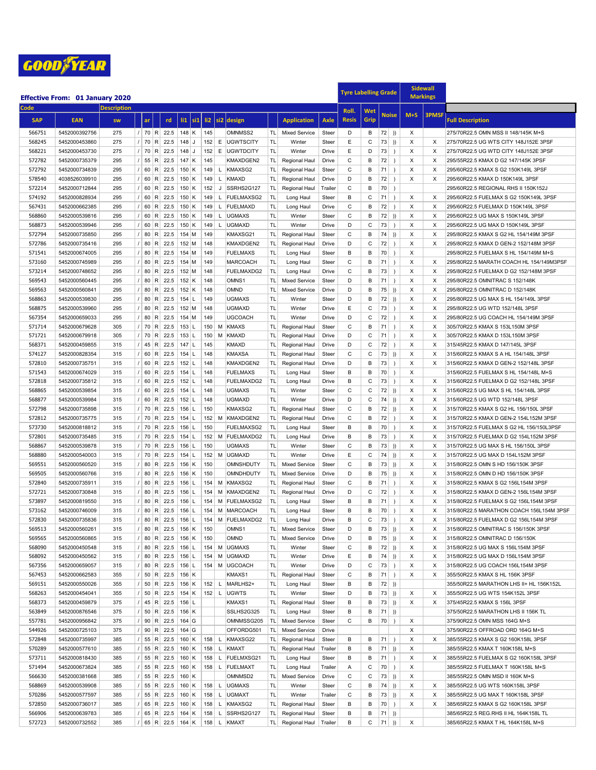**GOODYEAR**

**Effective From: 01 January 2020**

| Code | | Description | | | | | | | | | | | | | Roll. Resis | Wet Grip | Noise | | M+S | 3PMSF | |
|---|---|---|---|---|---|---|---|---|---|---|---|---|---|---|---|---|---|---|---|---|---|
| SAP | EAN | sw | | ar | | rd | li1 | si1 | li2 | si2 | design | | Application | Axle | Tyre Labelling Grade | | | | Sidewall Markings | | Full Description |
| 566751 | 5452000392756 | 275 | / | 70 | R | 22.5 | 148 | K | 145 | | OMNMSS2 | TL | Mixed Service | Steer | D | B | 72 | )) | X | | 275/70R22.5 OMN MSS II 148/145K M+S |
| 568245 | 5452000453860 | 275 | / | 70 | R | 22.5 | 148 | J | 152 | E | UGWTSCITY | TL | Winter | Steer | E | C | 73 | )) | X | X | 275/70R22.5 UG WTS CITY 148J152E 3PSF |
| 568221 | 5452000453730 | 275 | / | 70 | R | 22.5 | 148 | J | 152 | E | UGWTDCITY | TL | Winter | Drive | E | D | 73 | ) | X | X | 275/70R22.5 UG WTD CITY 148J152E 3PSF |
| 572782 | 5452000735379 | 295 | / | 55 | R | 22.5 | 147 | K | 145 | | KMAXDGEN2 | TL | Regional Haul | Drive | C | B | 72 | ) | X | X | 295/55R22.5 KMAX D G2 147/145K 3PSF |
| 572792 | 5452000734839 | 295 | / | 60 | R | 22.5 | 150 | K | 149 | L | KMAXSG2 | TL | Regional Haul | Steer | C | B | 71 | ) | X | X | 295/60R22.5 KMAX S G2 150K149L 3PSF |
| 578540 | 4038526039910 | 295 | / | 60 | R | 22.5 | 150 | K | 149 | L | KMAXD | TL | Regional Haul | Drive | D | B | 72 | ) | X | X | 295/60R22.5 KMAX D 150K149L 3PSF |
| 572214 | 5452000712844 | 295 | / | 60 | R | 22.5 | 150 | K | 152 | J | SSRHS2G127 | TL | Regional Haul | Trailer | C | B | 70 | ) | | | 295/60R22.5 REGIONAL RHS II 150K152J |
| 574192 | 5452000828934 | 295 | / | 60 | R | 22.5 | 150 | K | 149 | L | FUELMAXSG2 | TL | Long Haul | Steer | B | C | 71 | ) | X | X | 295/60R22.5 FUELMAX S G2 150K149L 3PSF |
| 567431 | 5452000662385 | 295 | / | 60 | R | 22.5 | 150 | K | 149 | L | FUELMAXD | TL | Long Haul | Drive | C | B | 72 | ) | X | X | 295/60R22.5 FUELMAX D 150K149L 3PSF |
| 568860 | 5452000539816 | 295 | / | 60 | R | 22.5 | 150 | K | 149 | L | UGMAXS | TL | Winter | Steer | C | B | 72 | )) | X | X | 295/60R22.5 UG MAX S 150K149L 3PSF |
| 568873 | 5452000539946 | 295 | / | 60 | R | 22.5 | 150 | K | 149 | L | UGMAXD | TL | Winter | Drive | D | C | 73 | ) | X | X | 295/60R22.5 UG MAX D 150K149L 3PSF |
| 572794 | 5452000735850 | 295 | / | 80 | R | 22.5 | 154 | M | 149 | | KMAXSG21 | TL | Regional Haul | Steer | C | B | 74 | )) | X | X | 295/80R22.5 KMAX S G2 HL 154/149M 3PSF |
| 572786 | 5452000735416 | 295 | / | 80 | R | 22.5 | 152 | M | 148 | | KMAXDGEN2 | TL | Regional Haul | Drive | D | C | 72 | ) | X | X | 295/80R22.5 KMAX D GEN-2 152/148M 3PSF |
| 571541 | 5452000674005 | 295 | / | 80 | R | 22.5 | 154 | M | 149 | | FUELMAXS | TL | Long Haul | Steer | B | B | 70 | ) | X | | 295/80R22.5 FUELMAX S HL 154/149M M+S |
| 573160 | 5452000745989 | 295 | / | 80 | R | 22.5 | 154 | M | 149 | | MARCOACH | TL | Long Haul | Steer | C | B | 71 | ) | X | X | 295/80R22.5 MARATH COACH HL 154/149M3PSF |
| 573214 | 5452000748652 | 295 | / | 80 | R | 22.5 | 152 | M | 148 | | FUELMAXDG2 | TL | Long Haul | Drive | C | B | 73 | ) | X | X | 295/80R22.5 FUELMAX D G2 152/148M 3PSF |
| 569543 | 5452000560445 | 295 | / | 80 | R | 22.5 | 152 | K | 148 | | OMNS1 | TL | Mixed Service | Steer | D | B | 71 | ) | X | X | 295/80R22.5 OMNITRAC S 152/148K |
| 569563 | 5452000560841 | 295 | / | 80 | R | 22.5 | 152 | K | 148 | | OMND | TL | Mixed Service | Drive | D | B | 75 | )) | X | X | 295/80R22.5 OMNITRAC D 152/148K |
| 568863 | 5452000539830 | 295 | / | 80 | R | 22.5 | 154 | L | 149 | | UGMAXS | TL | Winter | Steer | D | B | 72 | )) | X | X | 295/80R22.5 UG MAX S HL 154/149L 3PSF |
| 568875 | 5452000539960 | 295 | / | 80 | R | 22.5 | 152 | M | 148 | | UGMAXD | TL | Winter | Drive | E | C | 73 | ) | X | X | 295/80R22.5 UG WTD 152/148L 3PSF |
| 567354 | 5452000659033 | 295 | / | 80 | R | 22.5 | 154 | M | 149 | | UGCOACH | TL | Winter | Drive | D | C | 72 | ) | X | X | 295/80R22.5 UG COACH HL 154/149M 3PSF |
| 571714 | 5452000679628 | 305 | / | 70 | R | 22.5 | 153 | L | 150 | M | KMAXS | TL | Regional Haul | Steer | C | B | 71 | ) | X | X | 305/70R22.5 KMAX S 153L150M 3PSF |
| 571721 | 5452000679918 | 305 | / | 70 | R | 22.5 | 153 | L | 150 | M | KMAXD | TL | Regional Haul | Drive | D | C | 71 | ) | X | X | 305/70R22.5 KMAX D 153L150M 3PSF |
| 568371 | 5452000459855 | 315 | / | 45 | R | 22.5 | 147 | L | 145 | | KMAXD | TL | Regional Haul | Drive | D | C | 72 | ) | X | X | 315/45R22.5 KMAX D 147/145L 3PSF |
| 574127 | 5452000828354 | 315 | / | 60 | R | 22.5 | 154 | L | 148 | | KMAXSA | TL | Regional Haul | Steer | C | C | 73 | )) | X | X | 315/60R22.5 KMAX S A HL 154/148L 3PSF |
| 572810 | 5452000735751 | 315 | / | 60 | R | 22.5 | 152 | L | 148 | | KMAXDGEN2 | TL | Regional Haul | Drive | D | B | 73 | ) | X | X | 315/60R22.5 KMAX D GEN-2 152/148L 3PSF |
| 571543 | 5452000674029 | 315 | / | 60 | R | 22.5 | 154 | L | 148 | | FUELMAXS | TL | Long Haul | Steer | B | B | 70 | ) | X | | 315/60R22.5 FUELMAX S HL 154/148L M+S |
| 572818 | 5452000735812 | 315 | / | 60 | R | 22.5 | 152 | L | 148 | | FUELMAXDG2 | TL | Long Haul | Drive | B | C | 73 | ) | X | X | 315/60R22.5 FUELMAX D G2 152/148L 3PSF |
| 568865 | 5452000539854 | 315 | / | 60 | R | 22.5 | 154 | L | 148 | | UGMAXS | TL | Winter | Steer | C | C | 72 | )) | X | X | 315/60R22.5 UG MAX S HL 154/148L 3PSF |
| 568877 | 5452000539984 | 315 | / | 60 | R | 22.5 | 152 | L | 148 | | UGMAXD | TL | Winter | Drive | D | C | 74 | )) | X | X | 315/60R22.5 UG WTD 152/148L 3PSF |
| 572798 | 5452000735898 | 315 | / | 70 | R | 22.5 | 156 | L | 150 | | KMAXSG2 | TL | Regional Haul | Steer | C | B | 72 | )) | X | X | 315/70R22.5 KMAX S G2 HL 156/150L 3PSF |
| 572812 | 5452000735775 | 315 | / | 70 | R | 22.5 | 154 | L | 152 | M | KMAXDGEN2 | TL | Regional Haul | Drive | C | B | 72 | ) | X | X | 315/70R22.5 KMAX D GEN-2 154L152M 3PSF |
| 573730 | 5452000818812 | 315 | / | 70 | R | 22.5 | 156 | L | 150 | | FUELMAXSG2 | TL | Long Haul | Steer | B | B | 70 | ) | X | X | 315/70R22.5 FUELMAX S G2 HL 156/150L3PSF |
| 572801 | 5452000735485 | 315 | / | 70 | R | 22.5 | 154 | L | 152 | M | FUELMAXDG2 | TL | Long Haul | Drive | B | B | 73 | ) | X | X | 315/70R22.5 FUELMAX D G2 154L152M 3PSF |
| 568867 | 5452000539878 | 315 | / | 70 | R | 22.5 | 156 | L | 150 | | UGMAXS | TL | Winter | Steer | C | B | 73 | )) | X | X | 315/70R22.5 UG MAX S HL 156/150L 3PSF |
| 568880 | 5452000540003 | 315 | / | 70 | R | 22.5 | 154 | L | 152 | M | UGMAXD | TL | Winter | Drive | E | C | 74 | )) | X | X | 315/70R22.5 UG MAX D 154L152M 3PSF |
| 569551 | 5452000560520 | 315 | / | 80 | R | 22.5 | 156 | K | 150 | | OMNSHDUTY | TL | Mixed Service | Steer | C | B | 73 | )) | X | X | 315/80R22.5 OMN S HD 156/150K 3PSF |
| 569505 | 5452000560766 | 315 | / | 80 | R | 22.5 | 156 | K | 150 | | OMNDHDUTY | TL | Mixed Service | Drive | D | B | 75 | )) | X | X | 315/80R22.5 OMN D HD 156/150K 3PSF |
| 572840 | 5452000735911 | 315 | / | 80 | R | 22.5 | 156 | L | 154 | M | KMAXSG2 | TL | Regional Haul | Steer | C | B | 71 | ) | X | X | 315/80R22.5 KMAX S G2 156L154M 3PSF |
| 572721 | 5452000730848 | 315 | / | 80 | R | 22.5 | 156 | L | 154 | M | KMAXDGEN2 | TL | Regional Haul | Drive | D | C | 72 | ) | X | X | 315/80R22.5 KMAX D GEN-2 156L154M 3PSF |
| 573897 | 5452000819550 | 315 | / | 80 | R | 22.5 | 156 | L | 154 | M | FUELMAXSG2 | TL | Long Haul | Steer | B | B | 71 | ) | X | X | 315/80R22.5 FUELMAX S G2 156L154M 3PSF |
| 573162 | 5452000746009 | 315 | / | 80 | R | 22.5 | 156 | L | 154 | M | MARCOACH | TL | Long Haul | Steer | B | B | 70 | ) | X | X | 315/80R22.5 MARATHON COACH 156L154M 3PSF |
| 572830 | 5452000735836 | 315 | / | 80 | R | 22.5 | 156 | L | 154 | M | FUELMAXDG2 | TL | Long Haul | Drive | B | C | 73 | ) | X | X | 315/80R22.5 FUELMAX D G2 156L154M 3PSF |
| 569513 | 5452000560261 | 315 | / | 80 | R | 22.5 | 156 | K | 150 | | OMNS1 | TL | Mixed Service | Steer | D | B | 73 | )) | X | X | 315/80R22.5 OMNITRAC S 156/150K 3PSF |
| 569565 | 5452000560865 | 315 | / | 80 | R | 22.5 | 156 | K | 150 | | OMND | TL | Mixed Service | Drive | D | B | 75 | )) | X | X | 315/80R22.5 OMNITRAC D 156/150K |
| 568090 | 5452000450548 | 315 | / | 80 | R | 22.5 | 156 | L | 154 | M | UGMAXS | TL | Winter | Steer | C | B | 72 | )) | X | X | 315/80R22.5 UG MAX S 156L154M 3PSF |
| 568092 | 5452000450562 | 315 | / | 80 | R | 22.5 | 156 | L | 154 | M | UGMAXD | TL | Winter | Drive | E | B | 74 | )) | X | X | 315/80R22.5 UG MAX D 156L154M 3PSF |
| 567356 | 5452000659057 | 315 | / | 80 | R | 22.5 | 156 | L | 154 | M | UGCOACH | TL | Winter | Drive | D | C | 73 | ) | X | X | 315/80R22.5 UG COACH 156L154M 3PSF |
| 567453 | 5452000662583 | 355 | / | 50 | R | 22.5 | 156 | K | | | KMAXS1 | TL | Regional Haul | Steer | C | B | 71 | ) | X | X | 355/50R22.5 KMAX S HL 156K 3PSF |
| 569151 | 5452000550026 | 355 | / | 50 | R | 22.5 | 156 | K | 152 | L | MARLHS2+ | TL | Long Haul | Steer | B | B | 72 | )) | | | 355/50R22.5 MARATHON LHS II+ HL 156K152L |
| 568263 | 5452000454041 | 355 | / | 50 | R | 22.5 | 154 | K | 152 | L | UGWTS | TL | Winter | Steer | D | B | 73 | )) | X | X | 355/50R22.5 UG WTS 154K152L 3PSF |
| 568373 | 5452000459879 | 375 | / | 45 | R | 22.5 | 156 | L | | | KMAXS1 | TL | Regional Haul | Steer | B | B | 73 | )) | X | X | 375/45R22.5 KMAX S 156L 3PSF |
| 563849 | 5452000876546 | 375 | / | 50 | R | 22.5 | 156 | K | | | SSLHS2G325 | TL | Long Haul | Steer | B | B | 71 | )) | | | 375/50R22.5 MARATHON LHS II 156K TL |
| 557781 | 5452000956842 | 375 | / | 90 | R | 22.5 | 164 | G | | | OMNMSSG205 | TL | Mixed Service | Steer | C | B | 70 | ) | X | | 375/90R22.5 OMN MSS 164G M+S |
| 544926 | 5452000725103 | 375 | / | 90 | R | 22.5 | 164 | G | | | OFFORDG501 | TL | Mixed Service | Drive | | | | | X | | 375/90R22.5 OFFROAD ORD 164G M+S |
| 572848 | 5452000735997 | 385 | / | 55 | R | 22.5 | 160 | K | 158 | L | KMAXSG22 | TL | Regional Haul | Steer | B | B | 71 | ) | X | X | 385/55R22.5 KMAX S G2 160K158L 3PSF |
| 570289 | 5452000577610 | 385 | / | 55 | R | 22.5 | 160 | K | 158 | L | KMAXT | TL | Regional Haul | Trailer | B | B | 71 | )) | X | | 385/55R22.5 KMAX T 160K158L M+S |
| 573711 | 5452000818430 | 385 | / | 55 | R | 22.5 | 160 | K | 158 | L | FUELMXSG21 | TL | Long Haul | Steer | B | B | 71 | ) | X | X | 385/55R22.5 FUELMAX S G2 160K158L 3PSF |
| 571494 | 5452000673824 | 385 | / | 55 | R | 22.5 | 160 | K | 158 | L | FUELMAXT | TL | Long Haul | Trailer | A | C | 70 | ) | X | | 385/55R22.5 FUELMAX T 160K158L M+S |
| 566630 | 5452000381668 | 385 | / | 55 | R | 22.5 | 160 | K | | | OMNMSD2 | TL | Mixed Service | Drive | C | C | 73 | )) | X | | 385/55R22.5 OMN MSD II 160K M+S |
| 568869 | 5452000539908 | 385 | / | 55 | R | 22.5 | 160 | K | 158 | L | UGMAXS | TL | Winter | Steer | C | B | 74 | )) | X | X | 385/55R22.5 UG WTS 160K158L 3PSF |
| 570286 | 5452000577597 | 385 | / | 55 | R | 22.5 | 160 | K | 158 | L | UGMAXT | TL | Winter | Trailer | C | B | 73 | )) | X | X | 385/55R22.5 UG MAX T 160K158L 3PSF |
| 572850 | 5452000736017 | 385 | / | 65 | R | 22.5 | 160 | K | 158 | L | KMAXSG2 | TL | Regional Haul | Steer | B | B | 70 | ) | X | X | 385/65R22.5 KMAX S G2 160K158L 3PSF |
| 566906 | 5452000639783 | 385 | / | 65 | R | 22.5 | 164 | K | 158 | L | SSRHS2G127 | TL | Regional Haul | Steer | B | B | 71 | )) | | | 385/65R22.5 REG.RHS II HL 164K158L TL |
| 572723 | 5452000732552 | 385 | / | 65 | R | 22.5 | 164 | K | 158 | L | KMAXT | TL | Regional Haul | Trailer | B | C | 71 | )) | X | | 385/65R22.5 KMAX T HL 164K158L M+S |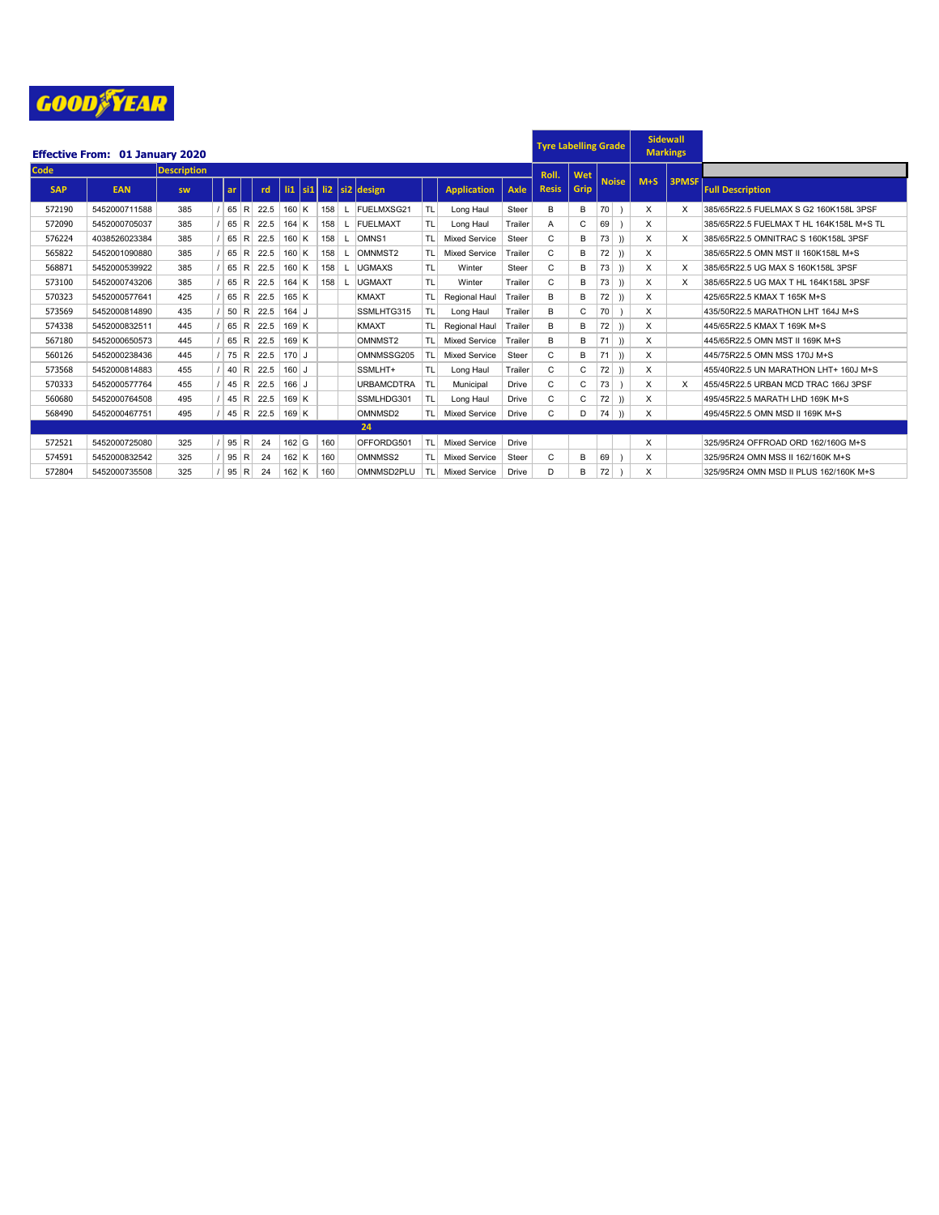GOODYEAR

**Effective From: 01 January 2020**

| Code | | Description | | | | | | | | | | | | | | Tyre Labelling Grade | | | | Sidewall Markings | | |
|---|---|---|---|---|---|---|---|---|---|---|---|---|---|---|---|---|---|---|---|---|---|---|
| SAP | EAN | sw | | ar | | rd | li1 | si1 | li2 | si2 | design | | Application | Axle | Roll. Resis | Wet Grip | Noise | | M+S | 3PMSF | Full Description |
| 572190 | 5452000711588 | 385 | / | 65 | R | 22.5 | 160 | K | 158 | L | FUELMXSG21 | TL | Long Haul | Steer | B | B | 70 | ) | X | X | 385/65R22.5 FUELMAX S G2 160K158L 3PSF |
| 572090 | 5452000705037 | 385 | / | 65 | R | 22.5 | 164 | K | 158 | L | FUELMAXT | TL | Long Haul | Trailer | A | C | 69 | ) | X | | 385/65R22.5 FUELMAX T HL 164K158L M+S TL |
| 576224 | 4038526023384 | 385 | / | 65 | R | 22.5 | 160 | K | 158 | L | OMNS1 | TL | Mixed Service | Steer | C | B | 73 | )) | X | X | 385/65R22.5 OMNITRAC S 160K158L 3PSF |
| 565822 | 5452001090880 | 385 | / | 65 | R | 22.5 | 160 | K | 158 | L | OMNMST2 | TL | Mixed Service | Trailer | C | B | 72 | )) | X | | 385/65R22.5 OMN MST II 160K158L M+S |
| 568871 | 5452000539922 | 385 | / | 65 | R | 22.5 | 160 | K | 158 | L | UGMAXS | TL | Winter | Steer | C | B | 73 | )) | X | X | 385/65R22.5 UG MAX S 160K158L 3PSF |
| 573100 | 5452000743206 | 385 | / | 65 | R | 22.5 | 164 | K | 158 | L | UGMAXT | TL | Winter | Trailer | C | B | 73 | )) | X | X | 385/65R22.5 UG MAX T HL 164K158L 3PSF |
| 570323 | 5452000577641 | 425 | / | 65 | R | 22.5 | 165 | K | | | KMAXT | TL | Regional Haul | Trailer | B | B | 72 | )) | X | | 425/65R22.5 KMAX T 165K M+S |
| 573569 | 5452000814890 | 435 | / | 50 | R | 22.5 | 164 | J | | | SSMLHTG315 | TL | Long Haul | Trailer | B | C | 70 | ) | X | | 435/50R22.5 MARATHON LHT 164J M+S |
| 574338 | 5452000832511 | 445 | / | 65 | R | 22.5 | 169 | K | | | KMAXT | TL | Regional Haul | Trailer | B | B | 72 | )) | X | | 445/65R22.5 KMAX T 169K M+S |
| 567180 | 5452000650573 | 445 | / | 65 | R | 22.5 | 169 | K | | | OMNMST2 | TL | Mixed Service | Trailer | B | B | 71 | )) | X | | 445/65R22.5 OMN MST II 169K M+S |
| 560126 | 5452000238436 | 445 | / | 75 | R | 22.5 | 170 | J | | | OMNMSSG205 | TL | Mixed Service | Steer | C | B | 71 | )) | X | | 445/75R22.5 OMN MSS 170J M+S |
| 573568 | 5452000814883 | 455 | / | 40 | R | 22.5 | 160 | J | | | SSMLHT+ | TL | Long Haul | Trailer | C | C | 72 | )) | X | | 455/40R22.5 UN MARATHON LHT+ 160J M+S |
| 570333 | 5452000577764 | 455 | / | 45 | R | 22.5 | 166 | J | | | URBAMCDTRA | TL | Municipal | Drive | C | C | 73 | ) | X | X | 455/45R22.5 URBAN MCD TRAC 166J 3PSF |
| 560680 | 5452000764508 | 495 | / | 45 | R | 22.5 | 169 | K | | | SSMLHDG301 | TL | Long Haul | Drive | C | C | 72 | )) | X | | 495/45R22.5 MARATH LHD 169K M+S |
| 568490 | 5452000467751 | 495 | / | 45 | R | 22.5 | 169 | K | | | OMNMSD2 | TL | Mixed Service | Drive | C | D | 74 | )) | X | | 495/45R22.5 OMN MSD II 169K M+S |
| | | | | | | | | | | | 24 | | | | | | | | | | |
| 572521 | 5452000725080 | 325 | / | 95 | R | 24 | 162 | G | 160 | | OFFORDG501 | TL | Mixed Service | Drive | | | | | X | | 325/95R24 OFFROAD ORD 162/160G M+S |
| 574591 | 5452000832542 | 325 | / | 95 | R | 24 | 162 | K | 160 | | OMNMSS2 | TL | Mixed Service | Steer | C | B | 69 | ) | X | | 325/95R24 OMN MSS II 162/160K M+S |
| 572804 | 5452000735508 | 325 | / | 95 | R | 24 | 162 | K | 160 | | OMNMSD2PLU | TL | Mixed Service | Drive | D | B | 72 | ) | X | | 325/95R24 OMN MSD II PLUS 162/160K M+S |